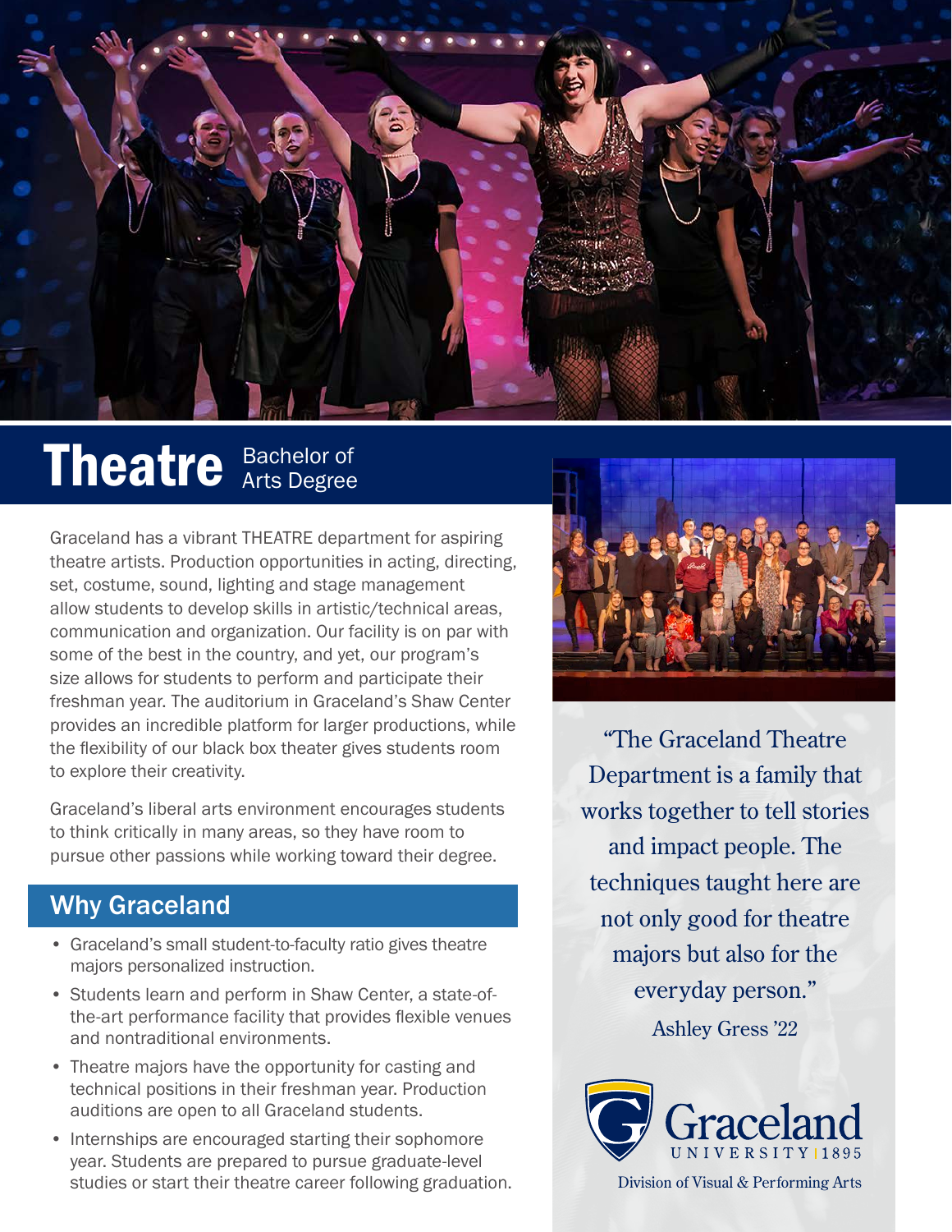# Theatre Bachelor of Arts Degree

Graceland has a vibrant THEATRE department for aspiring theatre artists. Production opportunities in acting, directing, set, costume, sound, lighting and stage management allow students to develop skills in artistic/technical areas, communication and organization. Our facility is on par with some of the best in the country, and yet, our program's size allows for students to perform and participate their freshman year. The auditorium in Graceland's Shaw Center provides an incredible platform for larger productions, while the flexibility of our black box theater gives students room to explore their creativity.

Graceland's liberal arts environment encourages students to think critically in many areas, so they have room to pursue other passions while working toward their degree.

## Why Graceland

- Graceland's small student-to-faculty ratio gives theatre majors personalized instruction.
- Students learn and perform in Shaw Center, a state-of-the-art performance facility that provides flexible venues and nontraditional environments.
- Theatre majors have the opportunity for casting and technical positions in their freshman year. Production auditions are open to all Graceland students.
- Internships are encouraged starting their sophomore year. Students are prepared to pursue graduate-level studies or start their theatre career following graduation.

"The Graceland Theatre Department is a family that works together to tell stories and impact people. The techniques taught here are not only good for theatre majors but also for the everyday person."

Ashley Gress '22

Graceland UNIVERSITY | 1895

Division of Visual & Performing Arts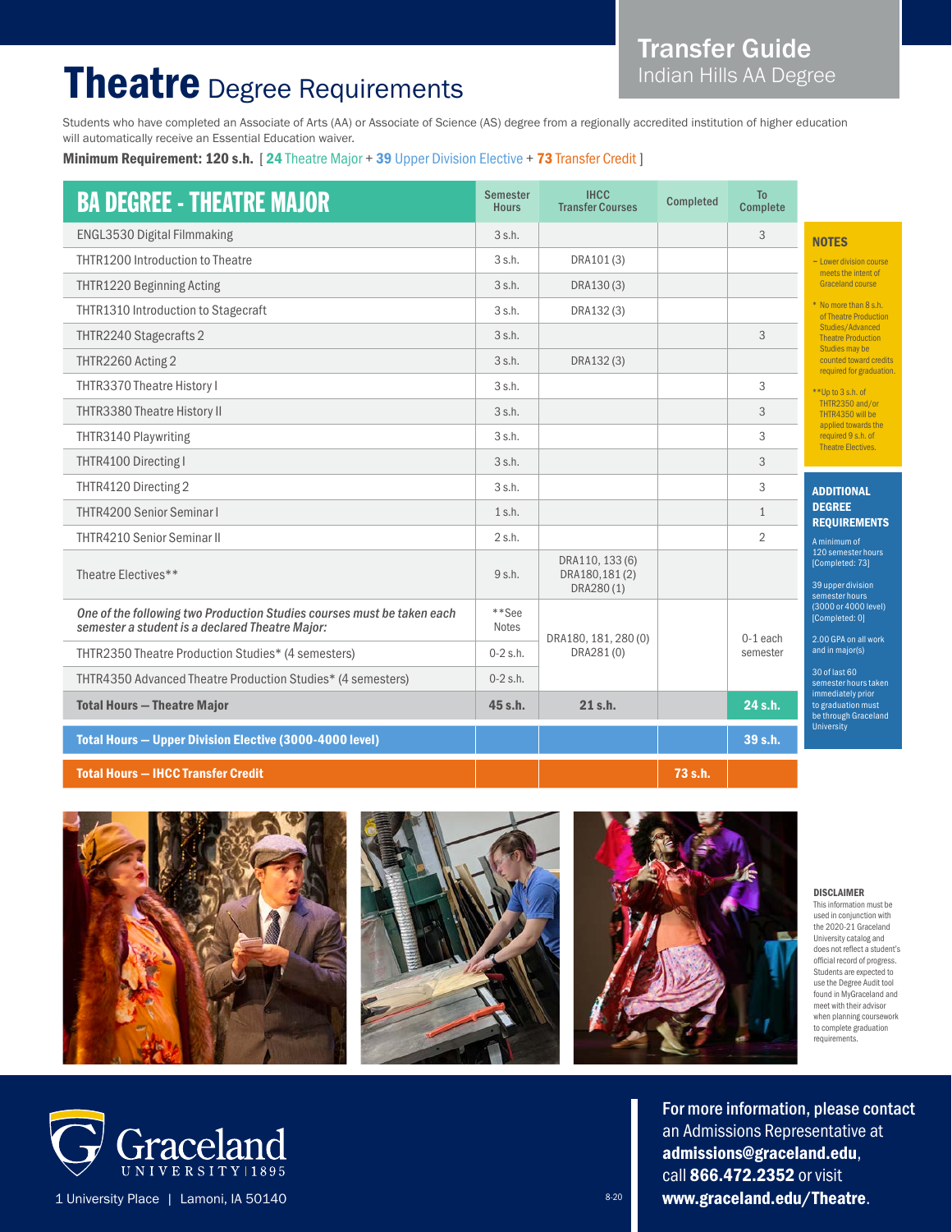# Theatre Degree Requirements

## Transfer Guide
Indian Hills AA Degree

Students who have completed an Associate of Arts (AA) or Associate of Science (AS) degree from a regionally accredited institution of higher education will automatically receive an Essential Education waiver.

**Minimum Requirement: 120 s.h.** [ **24** Theatre Major + **39** Upper Division Elective + **73** Transfer Credit ]

| BA DEGREE - THEATRE MAJOR | Semester Hours | IHCC Transfer Courses | Completed | To Complete |
|---|---|---|---|---|
| ENGL3530 Digital Filmmaking | 3 s.h. | | | 3 |
| THTR1200 Introduction to Theatre | 3 s.h. | DRA101 (3) | | |
| THTR1220 Beginning Acting | 3 s.h. | DRA130 (3) | | |
| THTR1310 Introduction to Stagecraft | 3 s.h. | DRA132 (3) | | |
| THTR2240 Stagecrafts 2 | 3 s.h. | | | 3 |
| THTR2260 Acting 2 | 3 s.h. | DRA132 (3) | | |
| THTR3370 Theatre History I | 3 s.h. | | | 3 |
| THTR3380 Theatre History II | 3 s.h. | | | 3 |
| THTR3140 Playwriting | 3 s.h. | | | 3 |
| THTR4100 Directing I | 3 s.h. | | | 3 |
| THTR4120 Directing 2 | 3 s.h. | | | 3 |
| THTR4200 Senior Seminar I | 1 s.h. | | | 1 |
| THTR4210 Senior Seminar II | 2 s.h. | | | 2 |
| Theatre Electives** | 9 s.h. | DRA110, 133 (6) DRA180,181 (2) DRA280 (1) | | |
| *One of the following two Production Studies courses must be taken each semester a student is a declared Theatre Major:* | **See Notes | DRA180, 181, 280 (0) DRA281 (0) | | 0-1 each semester |
| THTR2350 Theatre Production Studies* (4 semesters) | 0-2 s.h. | | | |
| THTR4350 Advanced Theatre Production Studies* (4 semesters) | 0-2 s.h. | | | |
| **Total Hours — Theatre Major** | **45 s.h.** | **21 s.h.** | | **24 s.h.** |
| **Total Hours — Upper Division Elective (3000-4000 level)** | | | | **39 s.h.** |
| **Total Hours — IHCC Transfer Credit** | | | **73 s.h.** | |

### NOTES

~ Lower division course meets the intent of Graceland course

\* No more than 8 s.h. of Theatre Production Studies/Advanced Theatre Production Studies may be counted toward credits required for graduation.

** Up to 3 s.h. of THTR2350 and/or THTR4350 will be applied towards the required 9 s.h. of Theatre Electives.

### ADDITIONAL DEGREE REQUIREMENTS

A minimum of 120 semester hours [Completed: 73]

39 upper division semester hours (3000 or 4000 level) [Completed: 0]

2.00 GPA on all work and in major(s)

30 of last 60 semester hours taken immediately prior to graduation must be through Graceland University

**DISCLAIMER**
This information must be used in conjunction with the 2020-21 Graceland University catalog and does not reflect a student's official record of progress. Students are expected to use the Degree Audit tool found in MyGraceland and meet with their advisor when planning coursework to complete graduation requirements.

Graceland University | 1895

1 University Place | Lamoni, IA 50140

8-20

**For more information, please contact** an Admissions Representative at **admissions@graceland.edu**, call **866.472.2352** or visit **www.graceland.edu/Theatre**.